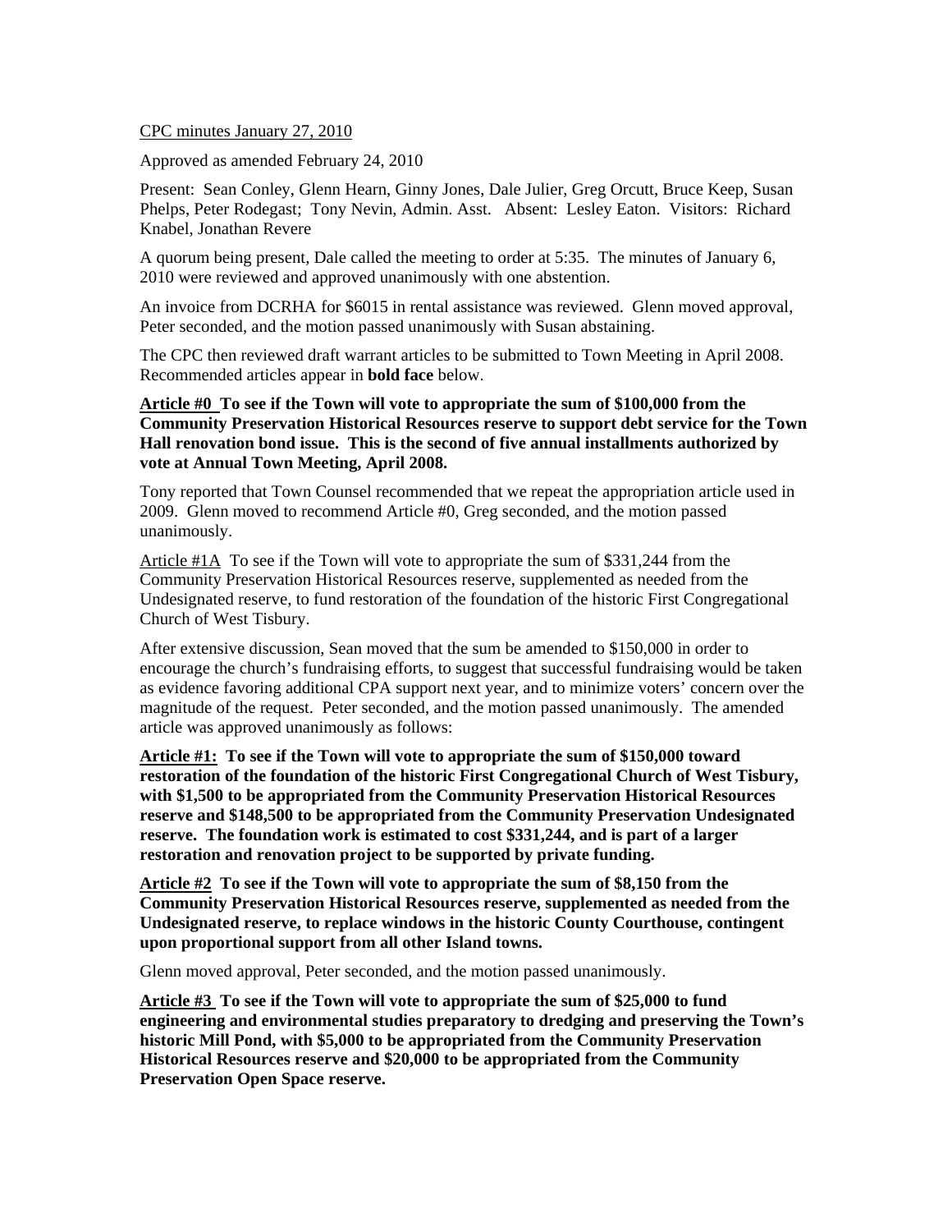<u>CPC minutes January 27, 2010</u>

Approved as amended February 24, 2010

Present: Sean Conley, Glenn Hearn, Ginny Jones, Dale Julier, Greg Orcutt, Bruce Keep, Susan Phelps, Peter Rodegast; Tony Nevin, Admin. Asst. Absent: Lesley Eaton. Visitors: Richard Knabel, Jonathan Revere

A quorum being present, Dale called the meeting to order at 5:35. The minutes of January 6, 2010 were reviewed and approved unanimously with one abstention.

An invoice from DCRHA for $6015 in rental assistance was reviewed. Glenn moved approval, Peter seconded, and the motion passed unanimously with Susan abstaining.

The CPC then reviewed draft warrant articles to be submitted to Town Meeting in April 2008. Recommended articles appear in **bold face** below.

**<u>Article #0</u> To see if the Town will vote to appropriate the sum of $100,000 from the Community Preservation Historical Resources reserve to support debt service for the Town Hall renovation bond issue. This is the second of five annual installments authorized by vote at Annual Town Meeting, April 2008.**

Tony reported that Town Counsel recommended that we repeat the appropriation article used in 2009. Glenn moved to recommend Article #0, Greg seconded, and the motion passed unanimously.

<u>Article #1A</u> To see if the Town will vote to appropriate the sum of $331,244 from the Community Preservation Historical Resources reserve, supplemented as needed from the Undesignated reserve, to fund restoration of the foundation of the historic First Congregational Church of West Tisbury.

After extensive discussion, Sean moved that the sum be amended to $150,000 in order to encourage the church's fundraising efforts, to suggest that successful fundraising would be taken as evidence favoring additional CPA support next year, and to minimize voters' concern over the magnitude of the request. Peter seconded, and the motion passed unanimously. The amended article was approved unanimously as follows:

**<u>Article #1:</u> To see if the Town will vote to appropriate the sum of $150,000 toward restoration of the foundation of the historic First Congregational Church of West Tisbury, with $1,500 to be appropriated from the Community Preservation Historical Resources reserve and $148,500 to be appropriated from the Community Preservation Undesignated reserve. The foundation work is estimated to cost $331,244, and is part of a larger restoration and renovation project to be supported by private funding.**

**<u>Article #2</u> To see if the Town will vote to appropriate the sum of $8,150 from the Community Preservation Historical Resources reserve, supplemented as needed from the Undesignated reserve, to replace windows in the historic County Courthouse, contingent upon proportional support from all other Island towns.**

Glenn moved approval, Peter seconded, and the motion passed unanimously.

**<u>Article #3</u> To see if the Town will vote to appropriate the sum of $25,000 to fund engineering and environmental studies preparatory to dredging and preserving the Town's historic Mill Pond, with $5,000 to be appropriated from the Community Preservation Historical Resources reserve and $20,000 to be appropriated from the Community Preservation Open Space reserve.**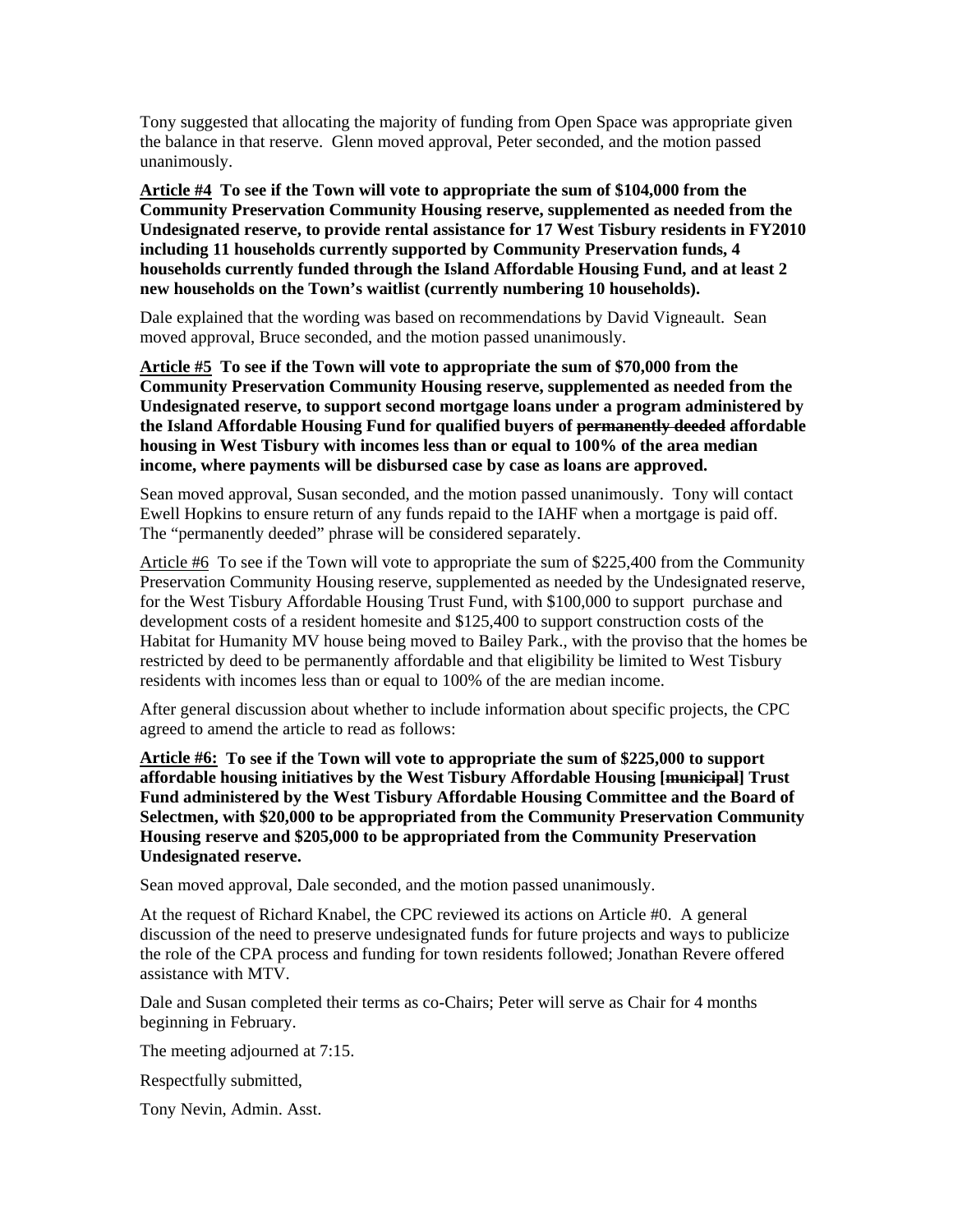Tony suggested that allocating the majority of funding from Open Space was appropriate given the balance in that reserve. Glenn moved approval, Peter seconded, and the motion passed unanimously.

**<u>Article #4</u> To see if the Town will vote to appropriate the sum of $104,000 from the Community Preservation Community Housing reserve, supplemented as needed from the Undesignated reserve, to provide rental assistance for 17 West Tisbury residents in FY2010 including 11 households currently supported by Community Preservation funds, 4 households currently funded through the Island Affordable Housing Fund, and at least 2 new households on the Town's waitlist (currently numbering 10 households).**

Dale explained that the wording was based on recommendations by David Vigneault. Sean moved approval, Bruce seconded, and the motion passed unanimously.

**<u>Article #5</u> To see if the Town will vote to appropriate the sum of $70,000 from the Community Preservation Community Housing reserve, supplemented as needed from the Undesignated reserve, to support second mortgage loans under a program administered by the Island Affordable Housing Fund for qualified buyers of ~~permanently deeded~~ affordable housing in West Tisbury with incomes less than or equal to 100% of the area median income, where payments will be disbursed case by case as loans are approved.**

Sean moved approval, Susan seconded, and the motion passed unanimously. Tony will contact Ewell Hopkins to ensure return of any funds repaid to the IAHF when a mortgage is paid off. The "permanently deeded" phrase will be considered separately.

<u>Article #6</u> To see if the Town will vote to appropriate the sum of $225,400 from the Community Preservation Community Housing reserve, supplemented as needed by the Undesignated reserve, for the West Tisbury Affordable Housing Trust Fund, with $100,000 to support purchase and development costs of a resident homesite and $125,400 to support construction costs of the Habitat for Humanity MV house being moved to Bailey Park., with the proviso that the homes be restricted by deed to be permanently affordable and that eligibility be limited to West Tisbury residents with incomes less than or equal to 100% of the are median income.

After general discussion about whether to include information about specific projects, the CPC agreed to amend the article to read as follows:

**<u>Article #6:</u> To see if the Town will vote to appropriate the sum of $225,000 to support affordable housing initiatives by the West Tisbury Affordable Housing [~~municipal~~] Trust Fund administered by the West Tisbury Affordable Housing Committee and the Board of Selectmen, with $20,000 to be appropriated from the Community Preservation Community Housing reserve and $205,000 to be appropriated from the Community Preservation Undesignated reserve.**

Sean moved approval, Dale seconded, and the motion passed unanimously.

At the request of Richard Knabel, the CPC reviewed its actions on Article #0. A general discussion of the need to preserve undesignated funds for future projects and ways to publicize the role of the CPA process and funding for town residents followed; Jonathan Revere offered assistance with MTV.

Dale and Susan completed their terms as co-Chairs; Peter will serve as Chair for 4 months beginning in February.

The meeting adjourned at 7:15.

Respectfully submitted,

Tony Nevin, Admin. Asst.